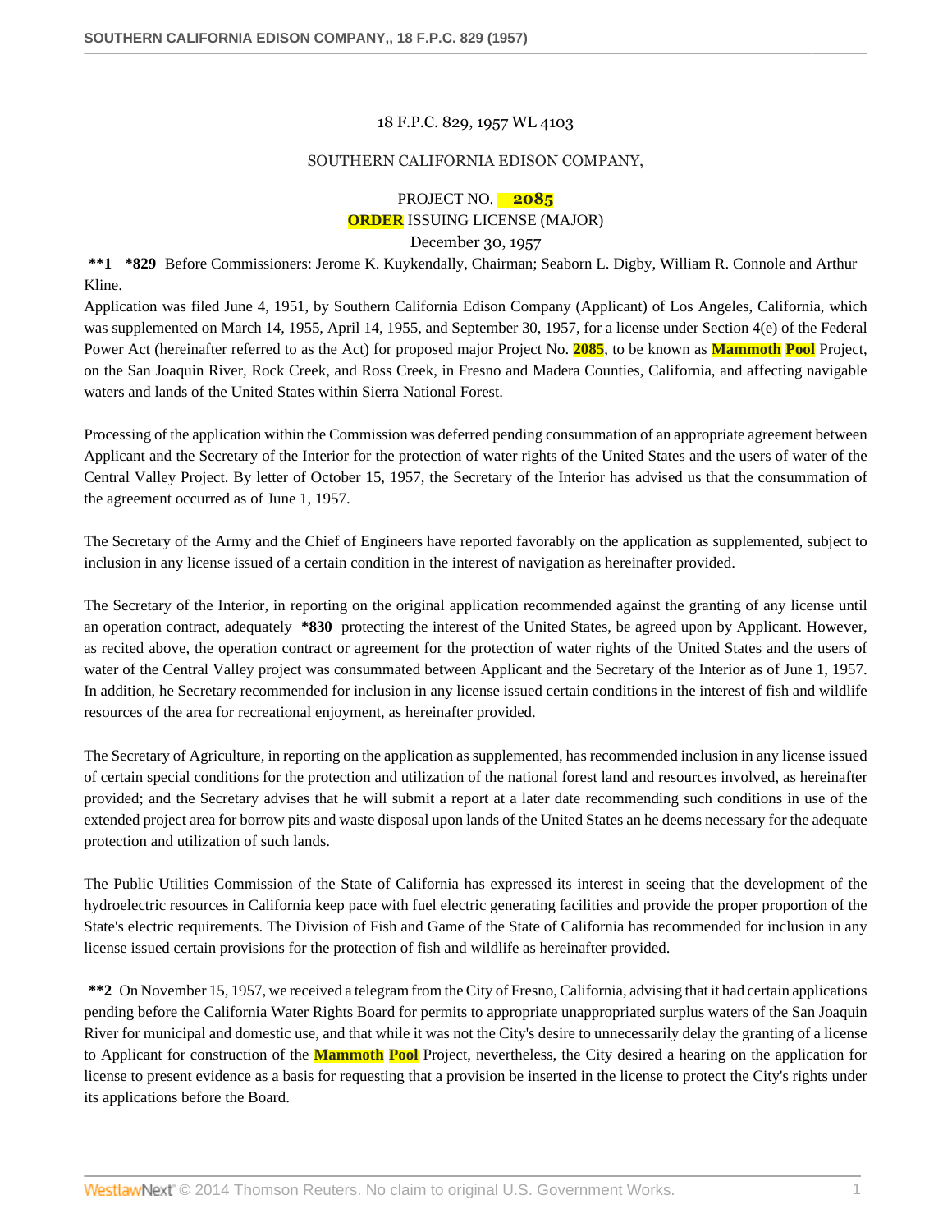18 F.P.C. 829, 1957 WL 4103

SOUTHERN CALIFORNIA EDISON COMPANY,

PROJECT NO. **2085**

**ORDER** ISSUING LICENSE (MAJOR)

December 30, 1957

**\*\*1 \*829** Before Commissioners: Jerome K. Kuykendally, Chairman; Seaborn L. Digby, William R. Connole and Arthur Kline.

Application was filed June 4, 1951, by Southern California Edison Company (Applicant) of Los Angeles, California, which was supplemented on March 14, 1955, April 14, 1955, and September 30, 1957, for a license under Section 4(e) of the Federal Power Act (hereinafter referred to as the Act) for proposed major Project No. **2085**, to be known as **Mammoth Pool** Project, on the San Joaquin River, Rock Creek, and Ross Creek, in Fresno and Madera Counties, California, and affecting navigable waters and lands of the United States within Sierra National Forest.

Processing of the application within the Commission was deferred pending consummation of an appropriate agreement between Applicant and the Secretary of the Interior for the protection of water rights of the United States and the users of water of the Central Valley Project. By letter of October 15, 1957, the Secretary of the Interior has advised us that the consummation of the agreement occurred as of June 1, 1957.

The Secretary of the Army and the Chief of Engineers have reported favorably on the application as supplemented, subject to inclusion in any license issued of a certain condition in the interest of navigation as hereinafter provided.

The Secretary of the Interior, in reporting on the original application recommended against the granting of any license until an operation contract, adequately **\*830** protecting the interest of the United States, be agreed upon by Applicant. However, as recited above, the operation contract or agreement for the protection of water rights of the United States and the users of water of the Central Valley project was consummated between Applicant and the Secretary of the Interior as of June 1, 1957. In addition, he Secretary recommended for inclusion in any license issued certain conditions in the interest of fish and wildlife resources of the area for recreational enjoyment, as hereinafter provided.

The Secretary of Agriculture, in reporting on the application as supplemented, has recommended inclusion in any license issued of certain special conditions for the protection and utilization of the national forest land and resources involved, as hereinafter provided; and the Secretary advises that he will submit a report at a later date recommending such conditions in use of the extended project area for borrow pits and waste disposal upon lands of the United States an he deems necessary for the adequate protection and utilization of such lands.

The Public Utilities Commission of the State of California has expressed its interest in seeing that the development of the hydroelectric resources in California keep pace with fuel electric generating facilities and provide the proper proportion of the State's electric requirements. The Division of Fish and Game of the State of California has recommended for inclusion in any license issued certain provisions for the protection of fish and wildlife as hereinafter provided.

**\*\*2** On November 15, 1957, we received a telegram from the City of Fresno, California, advising that it had certain applications pending before the California Water Rights Board for permits to appropriate unappropriated surplus waters of the San Joaquin River for municipal and domestic use, and that while it was not the City's desire to unnecessarily delay the granting of a license to Applicant for construction of the **Mammoth Pool** Project, nevertheless, the City desired a hearing on the application for license to present evidence as a basis for requesting that a provision be inserted in the license to protect the City's rights under its applications before the Board.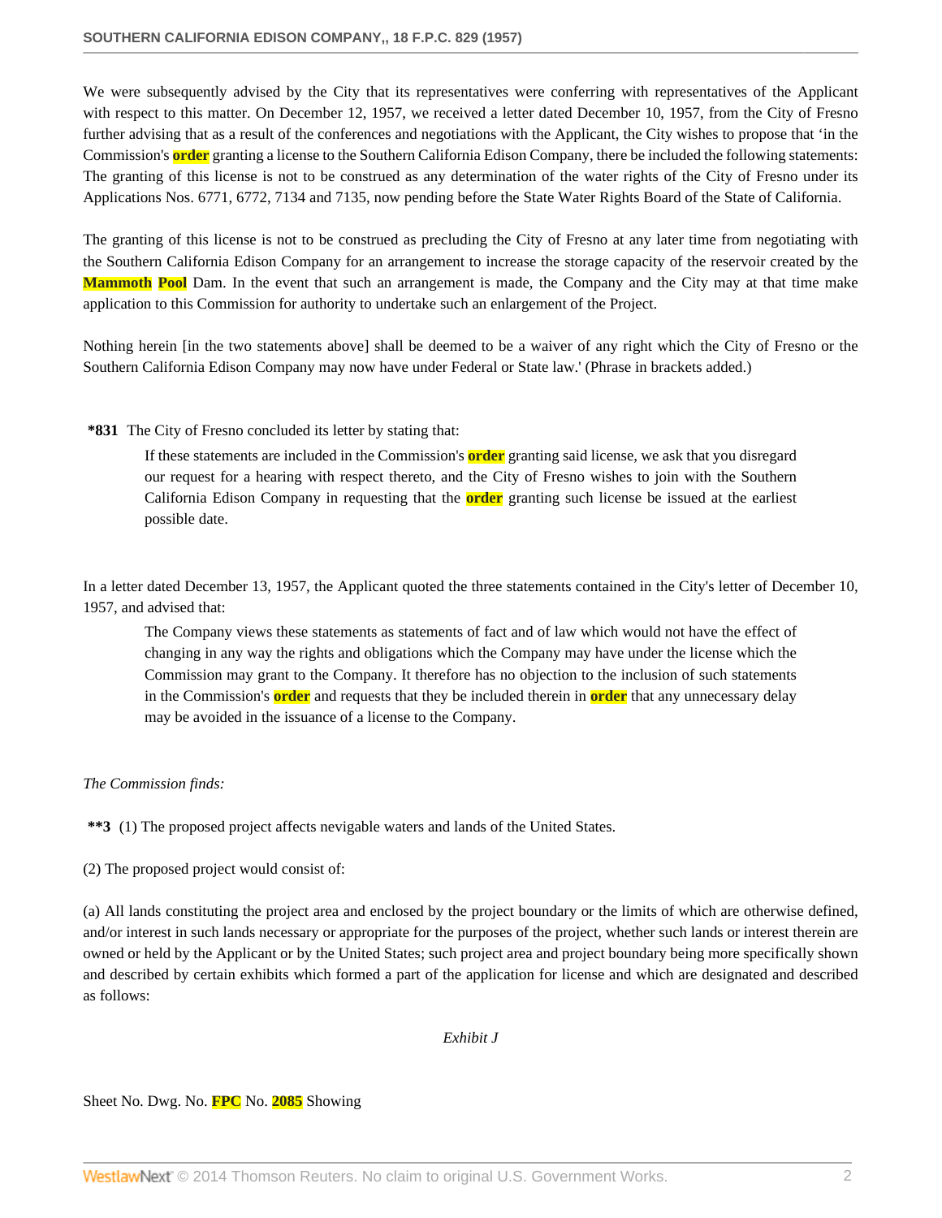We were subsequently advised by the City that its representatives were conferring with representatives of the Applicant with respect to this matter. On December 12, 1957, we received a letter dated December 10, 1957, from the City of Fresno further advising that as a result of the conferences and negotiations with the Applicant, the City wishes to propose that 'in the Commission's **order** granting a license to the Southern California Edison Company, there be included the following statements: The granting of this license is not to be construed as any determination of the water rights of the City of Fresno under its Applications Nos. 6771, 6772, 7134 and 7135, now pending before the State Water Rights Board of the State of California.

The granting of this license is not to be construed as precluding the City of Fresno at any later time from negotiating with the Southern California Edison Company for an arrangement to increase the storage capacity of the reservoir created by the **Mammoth** **Pool** Dam. In the event that such an arrangement is made, the Company and the City may at that time make application to this Commission for authority to undertake such an enlargement of the Project.

Nothing herein [in the two statements above] shall be deemed to be a waiver of any right which the City of Fresno or the Southern California Edison Company may now have under Federal or State law.' (Phrase in brackets added.)

**\*831** The City of Fresno concluded its letter by stating that:

> If these statements are included in the Commission's **order** granting said license, we ask that you disregard our request for a hearing with respect thereto, and the City of Fresno wishes to join with the Southern California Edison Company in requesting that the **order** granting such license be issued at the earliest possible date.

In a letter dated December 13, 1957, the Applicant quoted the three statements contained in the City's letter of December 10, 1957, and advised that:

> The Company views these statements as statements of fact and of law which would not have the effect of changing in any way the rights and obligations which the Company may have under the license which the Commission may grant to the Company. It therefore has no objection to the inclusion of such statements in the Commission's **order** and requests that they be included therein in **order** that any unnecessary delay may be avoided in the issuance of a license to the Company.

*The Commission finds:*

**\*\*3** (1) The proposed project affects nevigable waters and lands of the United States.

(2) The proposed project would consist of:

(a) All lands constituting the project area and enclosed by the project boundary or the limits of which are otherwise defined, and/or interest in such lands necessary or appropriate for the purposes of the project, whether such lands or interest therein are owned or held by the Applicant or by the United States; such project area and project boundary being more specifically shown and described by certain exhibits which formed a part of the application for license and which are designated and described as follows:

*Exhibit J*

Sheet No. Dwg. No. **FPC** No. **2085** Showing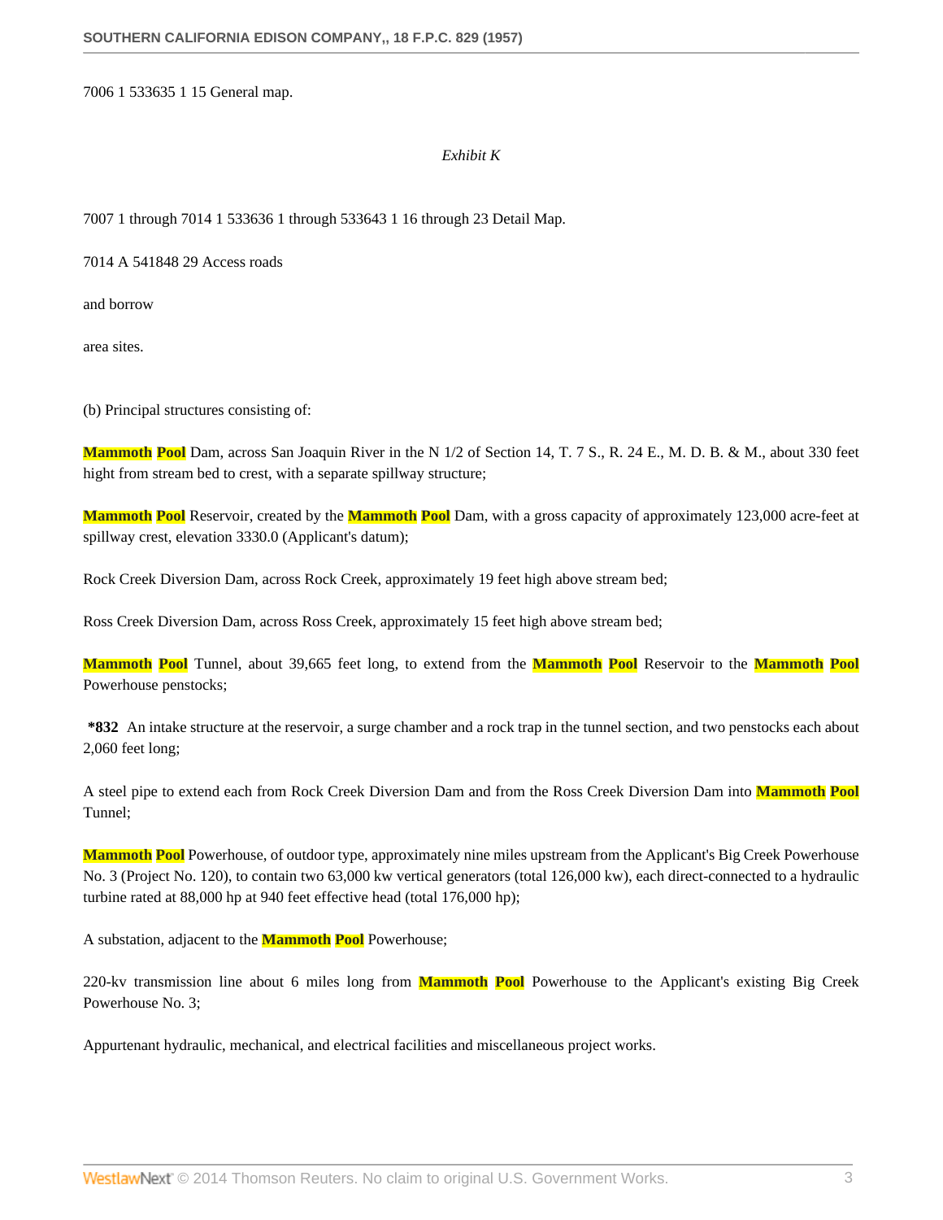7006 1 533635 1 15 General map.

*Exhibit K*

7007 1 through 7014 1 533636 1 through 533643 1 16 through 23 Detail Map.

7014 A 541848 29 Access roads

and borrow

area sites.

(b) Principal structures consisting of:

Mammoth Pool Dam, across San Joaquin River in the N 1/2 of Section 14, T. 7 S., R. 24 E., M. D. B. & M., about 330 feet hight from stream bed to crest, with a separate spillway structure;

Mammoth Pool Reservoir, created by the Mammoth Pool Dam, with a gross capacity of approximately 123,000 acre-feet at spillway crest, elevation 3330.0 (Applicant's datum);

Rock Creek Diversion Dam, across Rock Creek, approximately 19 feet high above stream bed;

Ross Creek Diversion Dam, across Ross Creek, approximately 15 feet high above stream bed;

Mammoth Pool Tunnel, about 39,665 feet long, to extend from the Mammoth Pool Reservoir to the Mammoth Pool Powerhouse penstocks;

**\*832** An intake structure at the reservoir, a surge chamber and a rock trap in the tunnel section, and two penstocks each about 2,060 feet long;

A steel pipe to extend each from Rock Creek Diversion Dam and from the Ross Creek Diversion Dam into Mammoth Pool Tunnel;

Mammoth Pool Powerhouse, of outdoor type, approximately nine miles upstream from the Applicant's Big Creek Powerhouse No. 3 (Project No. 120), to contain two 63,000 kw vertical generators (total 126,000 kw), each direct-connected to a hydraulic turbine rated at 88,000 hp at 940 feet effective head (total 176,000 hp);

A substation, adjacent to the Mammoth Pool Powerhouse;

220-kv transmission line about 6 miles long from Mammoth Pool Powerhouse to the Applicant's existing Big Creek Powerhouse No. 3;

Appurtenant hydraulic, mechanical, and electrical facilities and miscellaneous project works.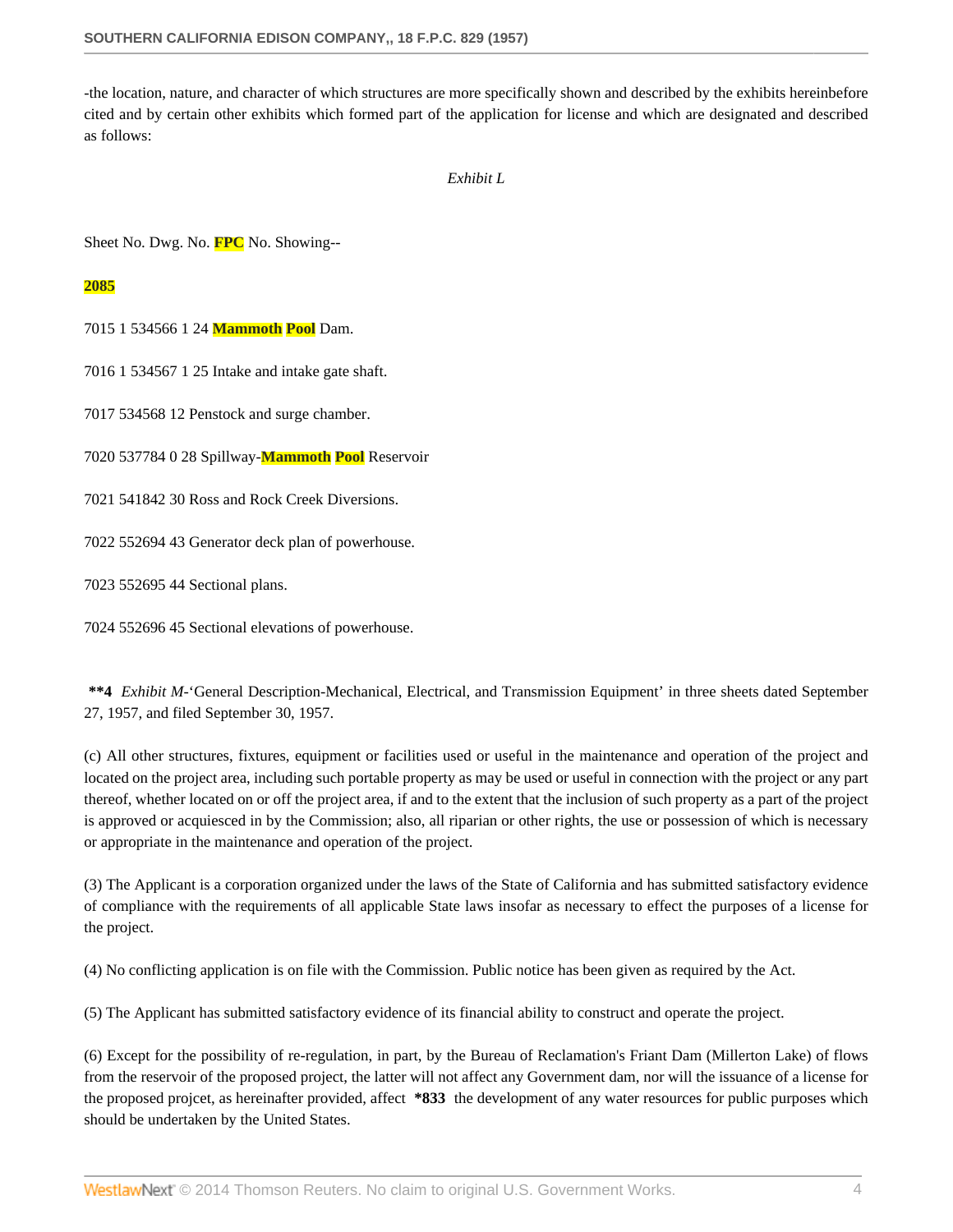-the location, nature, and character of which structures are more specifically shown and described by the exhibits hereinbefore cited and by certain other exhibits which formed part of the application for license and which are designated and described as follows:

*Exhibit L*

Sheet No. Dwg. No. **FPC** No. Showing--

**2085**

7015 1 534566 1 24 **Mammoth** **Pool** Dam.

7016 1 534567 1 25 Intake and intake gate shaft.

7017 534568 12 Penstock and surge chamber.

7020 537784 0 28 Spillway-**Mammoth** **Pool** Reservoir

7021 541842 30 Ross and Rock Creek Diversions.

7022 552694 43 Generator deck plan of powerhouse.

7023 552695 44 Sectional plans.

7024 552696 45 Sectional elevations of powerhouse.

**\*\*4** *Exhibit M*-'General Description-Mechanical, Electrical, and Transmission Equipment' in three sheets dated September 27, 1957, and filed September 30, 1957.

(c) All other structures, fixtures, equipment or facilities used or useful in the maintenance and operation of the project and located on the project area, including such portable property as may be used or useful in connection with the project or any part thereof, whether located on or off the project area, if and to the extent that the inclusion of such property as a part of the project is approved or acquiesced in by the Commission; also, all riparian or other rights, the use or possession of which is necessary or appropriate in the maintenance and operation of the project.

(3) The Applicant is a corporation organized under the laws of the State of California and has submitted satisfactory evidence of compliance with the requirements of all applicable State laws insofar as necessary to effect the purposes of a license for the project.

(4) No conflicting application is on file with the Commission. Public notice has been given as required by the Act.

(5) The Applicant has submitted satisfactory evidence of its financial ability to construct and operate the project.

(6) Except for the possibility of re-regulation, in part, by the Bureau of Reclamation's Friant Dam (Millerton Lake) of flows from the reservoir of the proposed project, the latter will not affect any Government dam, nor will the issuance of a license for the proposed projcet, as hereinafter provided, affect **\*833** the development of any water resources for public purposes which should be undertaken by the United States.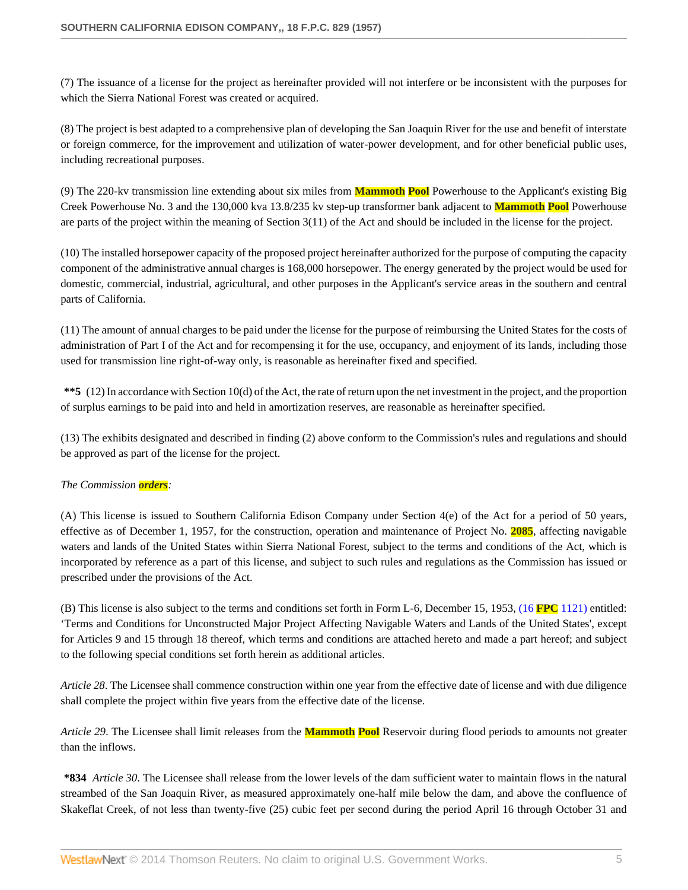(7) The issuance of a license for the project as hereinafter provided will not interfere or be inconsistent with the purposes for which the Sierra National Forest was created or acquired.

(8) The project is best adapted to a comprehensive plan of developing the San Joaquin River for the use and benefit of interstate or foreign commerce, for the improvement and utilization of water-power development, and for other beneficial public uses, including recreational purposes.

(9) The 220-kv transmission line extending about six miles from Mammoth Pool Powerhouse to the Applicant's existing Big Creek Powerhouse No. 3 and the 130,000 kva 13.8/235 kv step-up transformer bank adjacent to Mammoth Pool Powerhouse are parts of the project within the meaning of Section 3(11) of the Act and should be included in the license for the project.

(10) The installed horsepower capacity of the proposed project hereinafter authorized for the purpose of computing the capacity component of the administrative annual charges is 168,000 horsepower. The energy generated by the project would be used for domestic, commercial, industrial, agricultural, and other purposes in the Applicant's service areas in the southern and central parts of California.

(11) The amount of annual charges to be paid under the license for the purpose of reimbursing the United States for the costs of administration of Part I of the Act and for recompensing it for the use, occupancy, and enjoyment of its lands, including those used for transmission line right-of-way only, is reasonable as hereinafter fixed and specified.

**\*\*5** (12) In accordance with Section 10(d) of the Act, the rate of return upon the net investment in the project, and the proportion of surplus earnings to be paid into and held in amortization reserves, are reasonable as hereinafter specified.

(13) The exhibits designated and described in finding (2) above conform to the Commission's rules and regulations and should be approved as part of the license for the project.

*The Commission orders:*

(A) This license is issued to Southern California Edison Company under Section 4(e) of the Act for a period of 50 years, effective as of December 1, 1957, for the construction, operation and maintenance of Project No. 2085, affecting navigable waters and lands of the United States within Sierra National Forest, subject to the terms and conditions of the Act, which is incorporated by reference as a part of this license, and subject to such rules and regulations as the Commission has issued or prescribed under the provisions of the Act.

(B) This license is also subject to the terms and conditions set forth in Form L-6, December 15, 1953, (16 FPC 1121) entitled: 'Terms and Conditions for Unconstructed Major Project Affecting Navigable Waters and Lands of the United States', except for Articles 9 and 15 through 18 thereof, which terms and conditions are attached hereto and made a part hereof; and subject to the following special conditions set forth herein as additional articles.

*Article 28*. The Licensee shall commence construction within one year from the effective date of license and with due diligence shall complete the project within five years from the effective date of the license.

*Article 29*. The Licensee shall limit releases from the Mammoth Pool Reservoir during flood periods to amounts not greater than the inflows.

**\*834** *Article 30*. The Licensee shall release from the lower levels of the dam sufficient water to maintain flows in the natural streambed of the San Joaquin River, as measured approximately one-half mile below the dam, and above the confluence of Skakeflat Creek, of not less than twenty-five (25) cubic feet per second during the period April 16 through October 31 and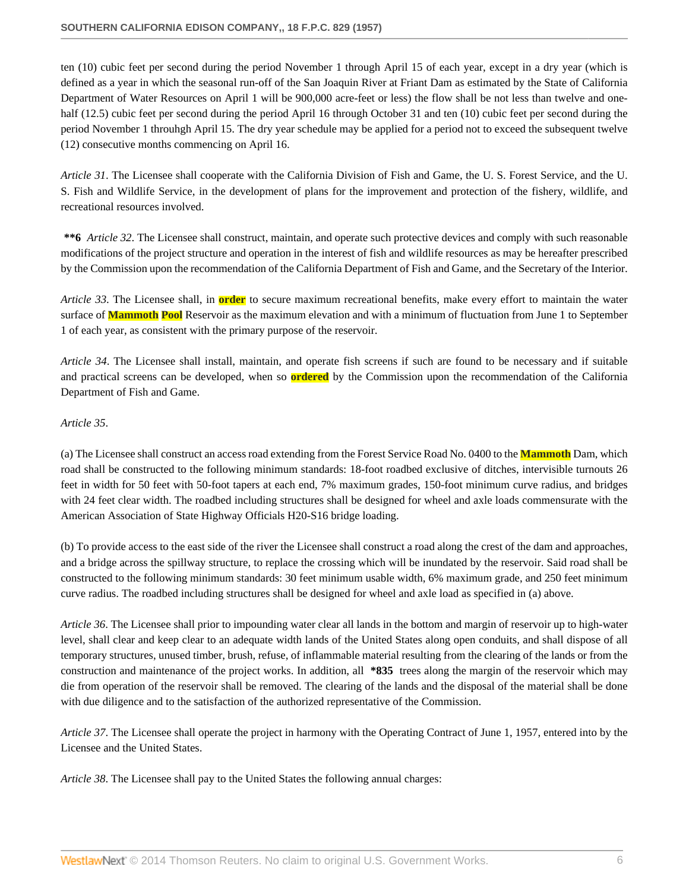ten (10) cubic feet per second during the period November 1 through April 15 of each year, except in a dry year (which is defined as a year in which the seasonal run-off of the San Joaquin River at Friant Dam as estimated by the State of California Department of Water Resources on April 1 will be 900,000 acre-feet or less) the flow shall be not less than twelve and one-half (12.5) cubic feet per second during the period April 16 through October 31 and ten (10) cubic feet per second during the period November 1 throuhgh April 15. The dry year schedule may be applied for a period not to exceed the subsequent twelve (12) consecutive months commencing on April 16.

*Article 31*. The Licensee shall cooperate with the California Division of Fish and Game, the U. S. Forest Service, and the U. S. Fish and Wildlife Service, in the development of plans for the improvement and protection of the fishery, wildlife, and recreational resources involved.

**\*\*6** *Article 32*. The Licensee shall construct, maintain, and operate such protective devices and comply with such reasonable modifications of the project structure and operation in the interest of fish and wildlife resources as may be hereafter prescribed by the Commission upon the recommendation of the California Department of Fish and Game, and the Secretary of the Interior.

*Article 33*. The Licensee shall, in **order** to secure maximum recreational benefits, make every effort to maintain the water surface of **Mammoth Pool** Reservoir as the maximum elevation and with a minimum of fluctuation from June 1 to September 1 of each year, as consistent with the primary purpose of the reservoir.

*Article 34*. The Licensee shall install, maintain, and operate fish screens if such are found to be necessary and if suitable and practical screens can be developed, when so **ordered** by the Commission upon the recommendation of the California Department of Fish and Game.

*Article 35*.

(a) The Licensee shall construct an access road extending from the Forest Service Road No. 0400 to the **Mammoth** Dam, which road shall be constructed to the following minimum standards: 18-foot roadbed exclusive of ditches, intervisible turnouts 26 feet in width for 50 feet with 50-foot tapers at each end, 7% maximum grades, 150-foot minimum curve radius, and bridges with 24 feet clear width. The roadbed including structures shall be designed for wheel and axle loads commensurate with the American Association of State Highway Officials H20-S16 bridge loading.

(b) To provide access to the east side of the river the Licensee shall construct a road along the crest of the dam and approaches, and a bridge across the spillway structure, to replace the crossing which will be inundated by the reservoir. Said road shall be constructed to the following minimum standards: 30 feet minimum usable width, 6% maximum grade, and 250 feet minimum curve radius. The roadbed including structures shall be designed for wheel and axle load as specified in (a) above.

*Article 36*. The Licensee shall prior to impounding water clear all lands in the bottom and margin of reservoir up to high-water level, shall clear and keep clear to an adequate width lands of the United States along open conduits, and shall dispose of all temporary structures, unused timber, brush, refuse, of inflammable material resulting from the clearing of the lands or from the construction and maintenance of the project works. In addition, all **\*835** trees along the margin of the reservoir which may die from operation of the reservoir shall be removed. The clearing of the lands and the disposal of the material shall be done with due diligence and to the satisfaction of the authorized representative of the Commission.

*Article 37*. The Licensee shall operate the project in harmony with the Operating Contract of June 1, 1957, entered into by the Licensee and the United States.

*Article 38*. The Licensee shall pay to the United States the following annual charges: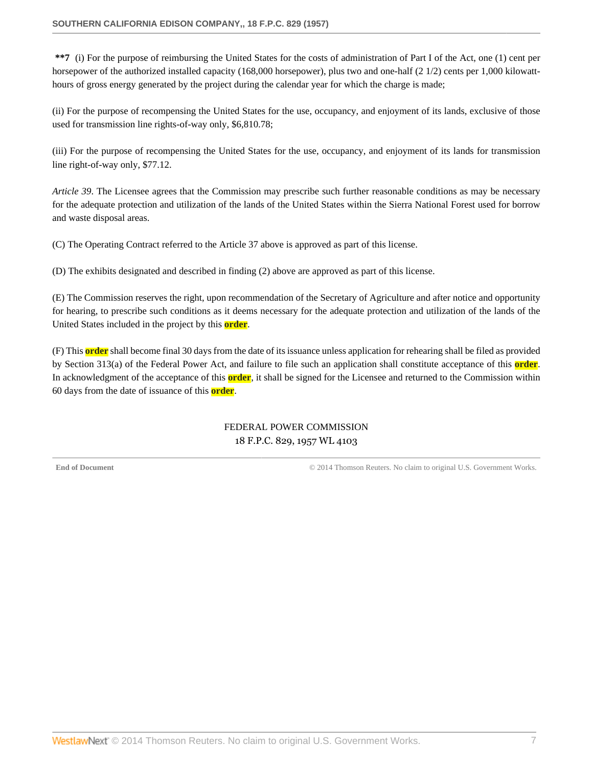**\*\*7** (i) For the purpose of reimbursing the United States for the costs of administration of Part I of the Act, one (1) cent per horsepower of the authorized installed capacity (168,000 horsepower), plus two and one-half (2 1/2) cents per 1,000 kilowatt-hours of gross energy generated by the project during the calendar year for which the charge is made;

(ii) For the purpose of recompensing the United States for the use, occupancy, and enjoyment of its lands, exclusive of those used for transmission line rights-of-way only, $6,810.78;

(iii) For the purpose of recompensing the United States for the use, occupancy, and enjoyment of its lands for transmission line right-of-way only, $77.12.

*Article 39*. The Licensee agrees that the Commission may prescribe such further reasonable conditions as may be necessary for the adequate protection and utilization of the lands of the United States within the Sierra National Forest used for borrow and waste disposal areas.

(C) The Operating Contract referred to the Article 37 above is approved as part of this license.

(D) The exhibits designated and described in finding (2) above are approved as part of this license.

(E) The Commission reserves the right, upon recommendation of the Secretary of Agriculture and after notice and opportunity for hearing, to prescribe such conditions as it deems necessary for the adequate protection and utilization of the lands of the United States included in the project by this **order**.

(F) This **order** shall become final 30 days from the date of its issuance unless application for rehearing shall be filed as provided by Section 313(a) of the Federal Power Act, and failure to file such an application shall constitute acceptance of this **order**. In acknowledgment of the acceptance of this **order**, it shall be signed for the Licensee and returned to the Commission within 60 days from the date of issuance of this **order**.

FEDERAL POWER COMMISSION
18 F.P.C. 829, 1957 WL 4103

End of Document © 2014 Thomson Reuters. No claim to original U.S. Government Works.